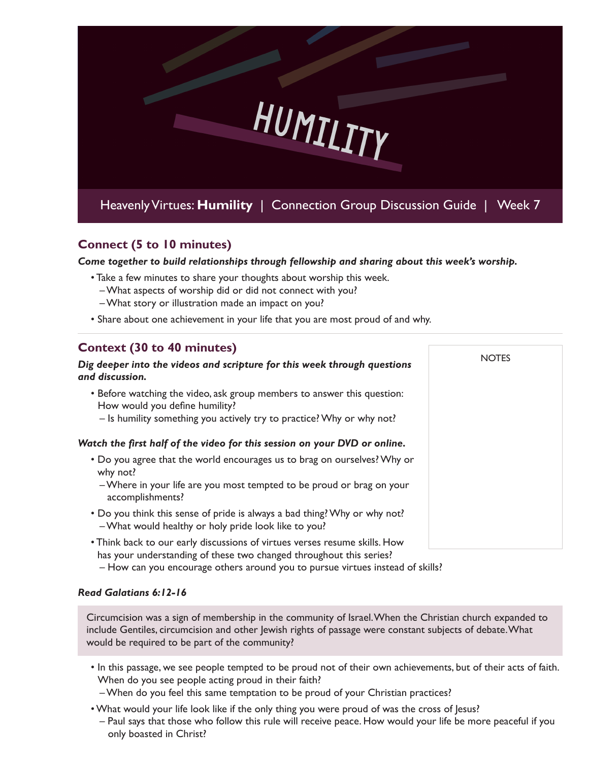# HUMILITY

Heavenly Virtues: **Humility** | Connection Group Discussion Guide | Week 7

## Connect (5 to 10 minutes)

***Come together to build relationships through fellowship and sharing about this week's worship.***

- Take a few minutes to share your thoughts about worship this week.
  - What aspects of worship did or did not connect with you?
  - What story or illustration made an impact on you?
- Share about one achievement in your life that you are most proud of and why.

## Context (30 to 40 minutes)

***Dig deeper into the videos and scripture for this week through questions and discussion.***

- Before watching the video, ask group members to answer this question: How would you define humility?
  - Is humility something you actively try to practice? Why or why not?

***Watch the first half of the video for this session on your DVD or online.***

- Do you agree that the world encourages us to brag on ourselves? Why or why not?
  - Where in your life are you most tempted to be proud or brag on your accomplishments?
- Do you think this sense of pride is always a bad thing? Why or why not?
  - What would healthy or holy pride look like to you?
- Think back to our early discussions of virtues verses resume skills. How has your understanding of these two changed throughout this series?
  - How can you encourage others around you to pursue virtues instead of skills?

NOTES

***Read Galatians 6:12-16***

Circumcision was a sign of membership in the community of Israel. When the Christian church expanded to include Gentiles, circumcision and other Jewish rights of passage were constant subjects of debate. What would be required to be part of the community?

- In this passage, we see people tempted to be proud not of their own achievements, but of their acts of faith. When do you see people acting proud in their faith?
  - When do you feel this same temptation to be proud of your Christian practices?
- What would your life look like if the only thing you were proud of was the cross of Jesus?
  - Paul says that those who follow this rule will receive peace. How would your life be more peaceful if you only boasted in Christ?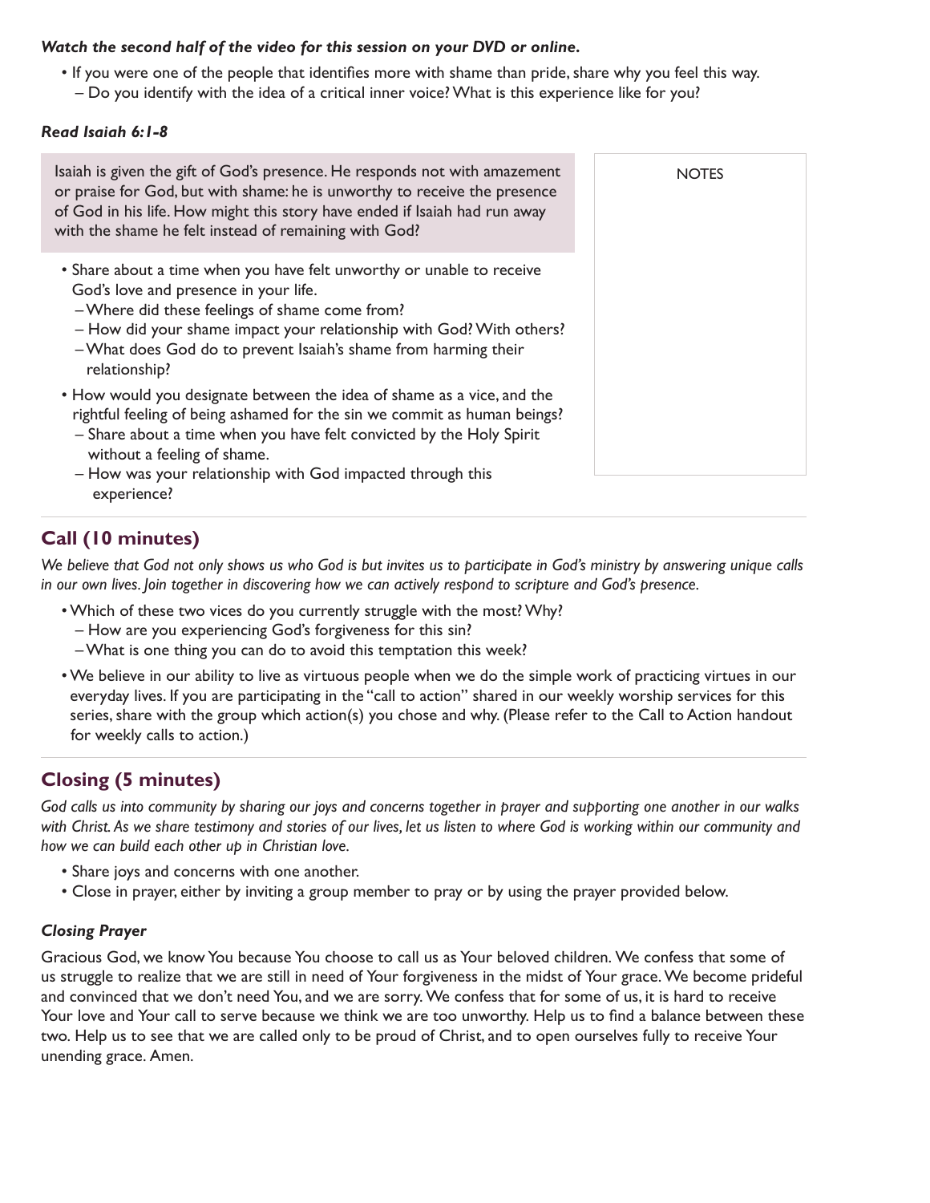***Watch the second half of the video for this session on your DVD or online.***

- If you were one of the people that identifies more with shame than pride, share why you feel this way.
  - Do you identify with the idea of a critical inner voice? What is this experience like for you?

***Read Isaiah 6:1-8***

Isaiah is given the gift of God's presence. He responds not with amazement or praise for God, but with shame: he is unworthy to receive the presence of God in his life. How might this story have ended if Isaiah had run away with the shame he felt instead of remaining with God?

NOTES

- Share about a time when you have felt unworthy or unable to receive God's love and presence in your life.
  - Where did these feelings of shame come from?
  - How did your shame impact your relationship with God? With others?
  - What does God do to prevent Isaiah's shame from harming their relationship?
- How would you designate between the idea of shame as a vice, and the rightful feeling of being ashamed for the sin we commit as human beings?
  - Share about a time when you have felt convicted by the Holy Spirit without a feeling of shame.
  - How was your relationship with God impacted through this experience?

## Call (10 minutes)

*We believe that God not only shows us who God is but invites us to participate in God's ministry by answering unique calls in our own lives. Join together in discovering how we can actively respond to scripture and God's presence.*

- Which of these two vices do you currently struggle with the most? Why?
  - How are you experiencing God's forgiveness for this sin?
  - What is one thing you can do to avoid this temptation this week?
- We believe in our ability to live as virtuous people when we do the simple work of practicing virtues in our everyday lives. If you are participating in the "call to action" shared in our weekly worship services for this series, share with the group which action(s) you chose and why. (Please refer to the Call to Action handout for weekly calls to action.)

## Closing (5 minutes)

*God calls us into community by sharing our joys and concerns together in prayer and supporting one another in our walks with Christ. As we share testimony and stories of our lives, let us listen to where God is working within our community and how we can build each other up in Christian love.*

- Share joys and concerns with one another.
- Close in prayer, either by inviting a group member to pray or by using the prayer provided below.

***Closing Prayer***

Gracious God, we know You because You choose to call us as Your beloved children. We confess that some of us struggle to realize that we are still in need of Your forgiveness in the midst of Your grace. We become prideful and convinced that we don't need You, and we are sorry. We confess that for some of us, it is hard to receive Your love and Your call to serve because we think we are too unworthy. Help us to find a balance between these two. Help us to see that we are called only to be proud of Christ, and to open ourselves fully to receive Your unending grace. Amen.